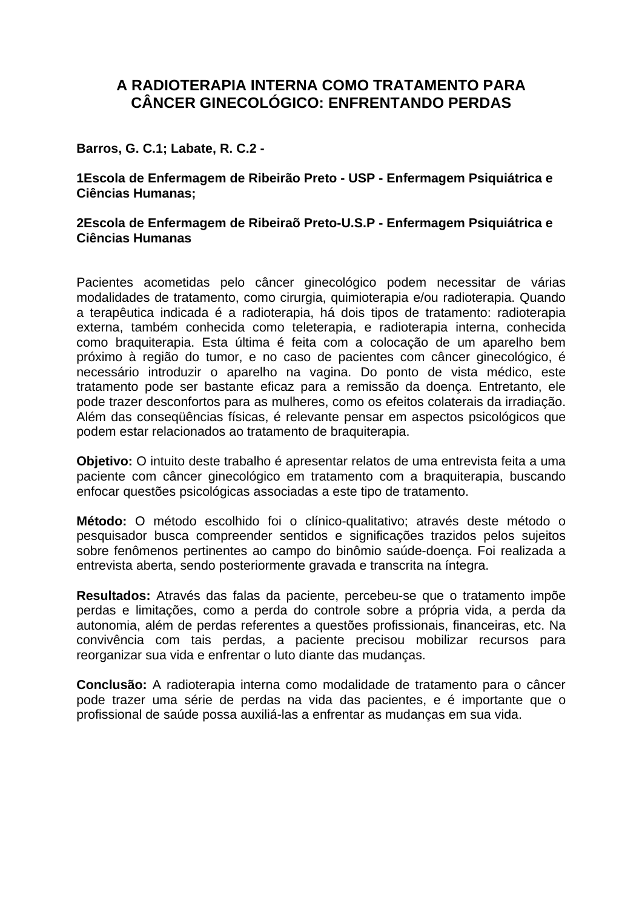# A RADIOTERAPIA INTERNA COMO TRATAMENTO PARA CÂNCER GINECOLÓGICO: ENFRENTANDO PERDAS

**Barros, G. C.1; Labate, R. C.2 -**

**1Escola de Enfermagem de Ribeirão Preto - USP - Enfermagem Psiquiátrica e Ciências Humanas;**

**2Escola de Enfermagem de Ribeiraõ Preto-U.S.P - Enfermagem Psiquiátrica e Ciências Humanas**

Pacientes acometidas pelo câncer ginecológico podem necessitar de várias modalidades de tratamento, como cirurgia, quimioterapia e/ou radioterapia. Quando a terapêutica indicada é a radioterapia, há dois tipos de tratamento: radioterapia externa, também conhecida como teleterapia, e radioterapia interna, conhecida como braquiterapia. Esta última é feita com a colocação de um aparelho bem próximo à região do tumor, e no caso de pacientes com câncer ginecológico, é necessário introduzir o aparelho na vagina. Do ponto de vista médico, este tratamento pode ser bastante eficaz para a remissão da doença. Entretanto, ele pode trazer desconfortos para as mulheres, como os efeitos colaterais da irradiação. Além das conseqüências físicas, é relevante pensar em aspectos psicológicos que podem estar relacionados ao tratamento de braquiterapia.

**Objetivo:** O intuito deste trabalho é apresentar relatos de uma entrevista feita a uma paciente com câncer ginecológico em tratamento com a braquiterapia, buscando enfocar questões psicológicas associadas a este tipo de tratamento.

**Método:** O método escolhido foi o clínico-qualitativo; através deste método o pesquisador busca compreender sentidos e significações trazidos pelos sujeitos sobre fenômenos pertinentes ao campo do binômio saúde-doença. Foi realizada a entrevista aberta, sendo posteriormente gravada e transcrita na íntegra.

**Resultados:** Através das falas da paciente, percebeu-se que o tratamento impõe perdas e limitações, como a perda do controle sobre a própria vida, a perda da autonomia, além de perdas referentes a questões profissionais, financeiras, etc. Na convivência com tais perdas, a paciente precisou mobilizar recursos para reorganizar sua vida e enfrentar o luto diante das mudanças.

**Conclusão:** A radioterapia interna como modalidade de tratamento para o câncer pode trazer uma série de perdas na vida das pacientes, e é importante que o profissional de saúde possa auxiliá-las a enfrentar as mudanças em sua vida.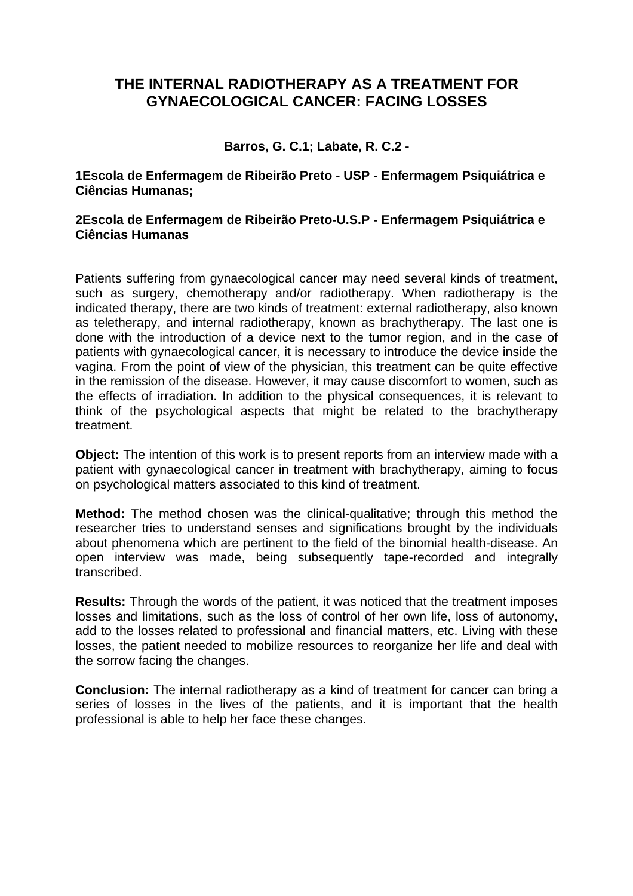# THE INTERNAL RADIOTHERAPY AS A TREATMENT FOR GYNAECOLOGICAL CANCER: FACING LOSSES

**Barros, G. C.[1]; Labate, R. C.[2] -**

**[1]Escola de Enfermagem de Ribeirão Preto - USP - Enfermagem Psiquiátrica e Ciências Humanas;**

**[2]Escola de Enfermagem de Ribeirão Preto-U.S.P - Enfermagem Psiquiátrica e Ciências Humanas**

Patients suffering from gynaecological cancer may need several kinds of treatment, such as surgery, chemotherapy and/or radiotherapy. When radiotherapy is the indicated therapy, there are two kinds of treatment: external radiotherapy, also known as teletherapy, and internal radiotherapy, known as brachytherapy. The last one is done with the introduction of a device next to the tumor region, and in the case of patients with gynaecological cancer, it is necessary to introduce the device inside the vagina. From the point of view of the physician, this treatment can be quite effective in the remission of the disease. However, it may cause discomfort to women, such as the effects of irradiation. In addition to the physical consequences, it is relevant to think of the psychological aspects that might be related to the brachytherapy treatment.

**Object:** The intention of this work is to present reports from an interview made with a patient with gynaecological cancer in treatment with brachytherapy, aiming to focus on psychological matters associated to this kind of treatment.

**Method:** The method chosen was the clinical-qualitative; through this method the researcher tries to understand senses and significations brought by the individuals about phenomena which are pertinent to the field of the binomial health-disease. An open interview was made, being subsequently tape-recorded and integrally transcribed.

**Results:** Through the words of the patient, it was noticed that the treatment imposes losses and limitations, such as the loss of control of her own life, loss of autonomy, add to the losses related to professional and financial matters, etc. Living with these losses, the patient needed to mobilize resources to reorganize her life and deal with the sorrow facing the changes.

**Conclusion:** The internal radiotherapy as a kind of treatment for cancer can bring a series of losses in the lives of the patients, and it is important that the health professional is able to help her face these changes.